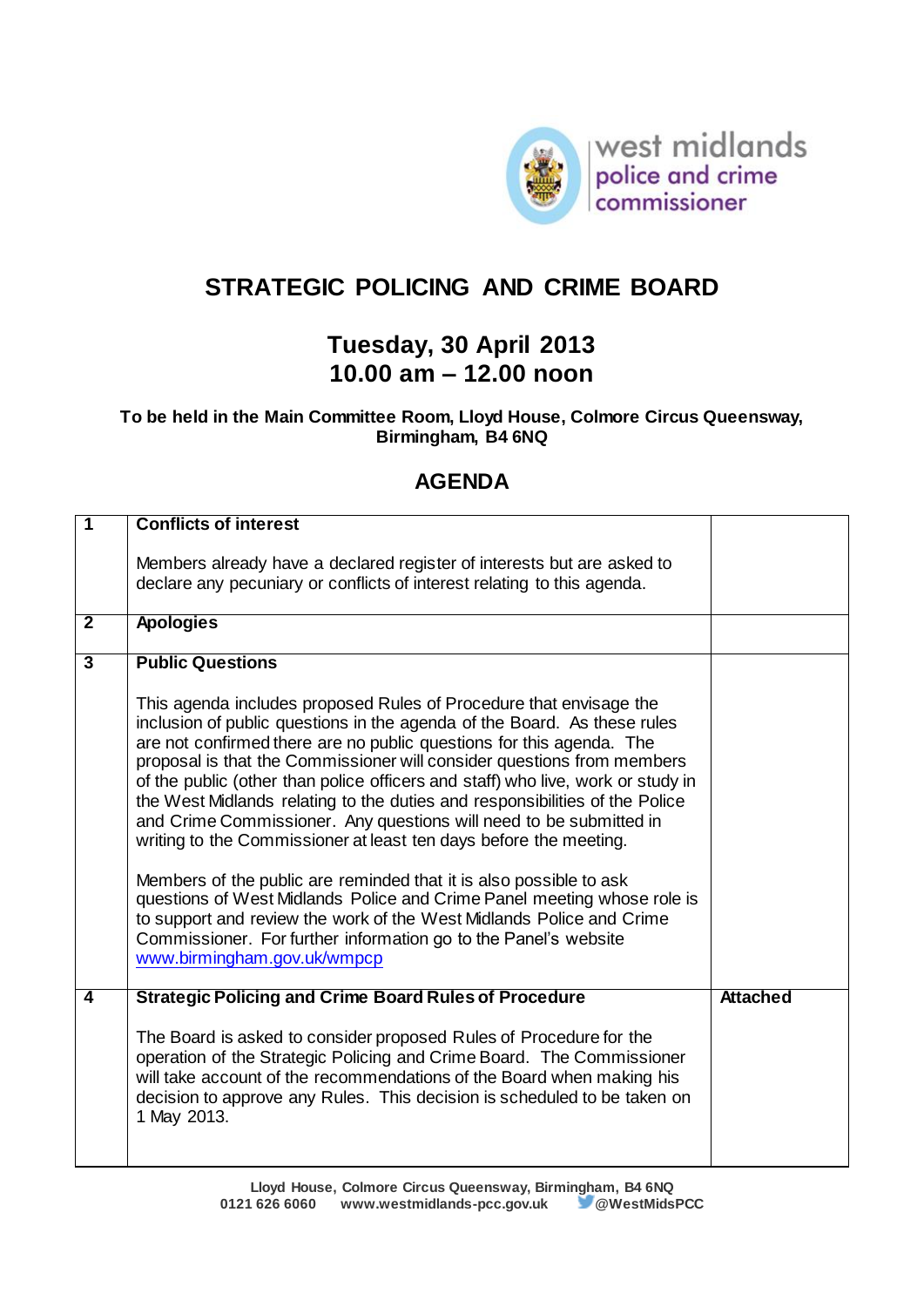# STRATEGIC POLICING AND CRIME BOARD

## Tuesday, 30 April 2013
## 10.00 am – 12.00 noon

**To be held in the Main Committee Room, Lloyd House, Colmore Circus Queensway, Birmingham, B4 6NQ**

## AGENDA

| | | |
|---|---|---|
| **1** | **Conflicts of interest**<br><br>Members already have a declared register of interests but are asked to declare any pecuniary or conflicts of interest relating to this agenda. | |
| **2** | **Apologies** | |
| **3** | **Public Questions**<br><br>This agenda includes proposed Rules of Procedure that envisage the inclusion of public questions in the agenda of the Board. As these rules are not confirmed there are no public questions for this agenda. The proposal is that the Commissioner will consider questions from members of the public (other than police officers and staff) who live, work or study in the West Midlands relating to the duties and responsibilities of the Police and Crime Commissioner. Any questions will need to be submitted in writing to the Commissioner at least ten days before the meeting.<br><br>Members of the public are reminded that it is also possible to ask questions of West Midlands Police and Crime Panel meeting whose role is to support and review the work of the West Midlands Police and Crime Commissioner. For further information go to the Panel's website www.birmingham.gov.uk/wmpcp | |
| **4** | **Strategic Policing and Crime Board Rules of Procedure**<br><br>The Board is asked to consider proposed Rules of Procedure for the operation of the Strategic Policing and Crime Board. The Commissioner will take account of the recommendations of the Board when making his decision to approve any Rules. This decision is scheduled to be taken on 1 May 2013. | **Attached** |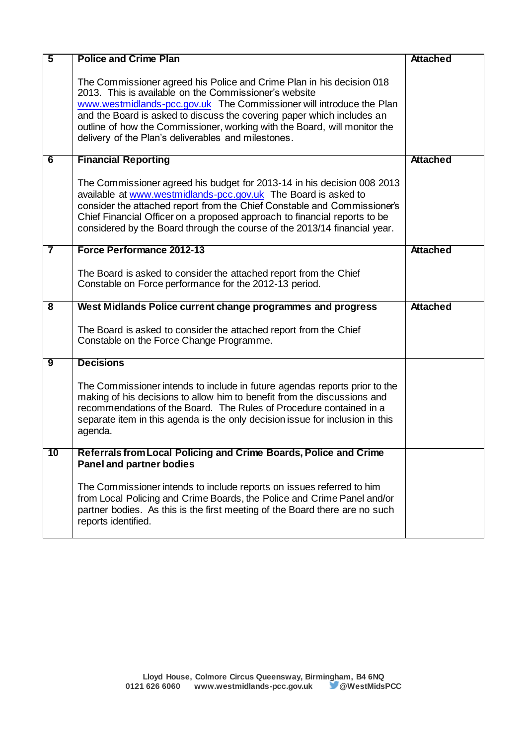| | | |
|---|---|---|
| **5** | **Police and Crime Plan**<br><br>The Commissioner agreed his Police and Crime Plan in his decision 018 2013. This is available on the Commissioner's website www.westmidlands-pcc.gov.uk The Commissioner will introduce the Plan and the Board is asked to discuss the covering paper which includes an outline of how the Commissioner, working with the Board, will monitor the delivery of the Plan's deliverables and milestones. | **Attached** |
| **6** | **Financial Reporting**<br><br>The Commissioner agreed his budget for 2013-14 in his decision 008 2013 available at www.westmidlands-pcc.gov.uk The Board is asked to consider the attached report from the Chief Constable and Commissioner's Chief Financial Officer on a proposed approach to financial reports to be considered by the Board through the course of the 2013/14 financial year. | **Attached** |
| **7** | **Force Performance 2012-13**<br><br>The Board is asked to consider the attached report from the Chief Constable on Force performance for the 2012-13 period. | **Attached** |
| **8** | **West Midlands Police current change programmes and progress**<br><br>The Board is asked to consider the attached report from the Chief Constable on the Force Change Programme. | **Attached** |
| **9** | **Decisions**<br><br>The Commissioner intends to include in future agendas reports prior to the making of his decisions to allow him to benefit from the discussions and recommendations of the Board. The Rules of Procedure contained in a separate item in this agenda is the only decision issue for inclusion in this agenda. | |
| **10** | **Referrals from Local Policing and Crime Boards, Police and Crime Panel and partner bodies**<br><br>The Commissioner intends to include reports on issues referred to him from Local Policing and Crime Boards, the Police and Crime Panel and/or partner bodies. As this is the first meeting of the Board there are no such reports identified. | |